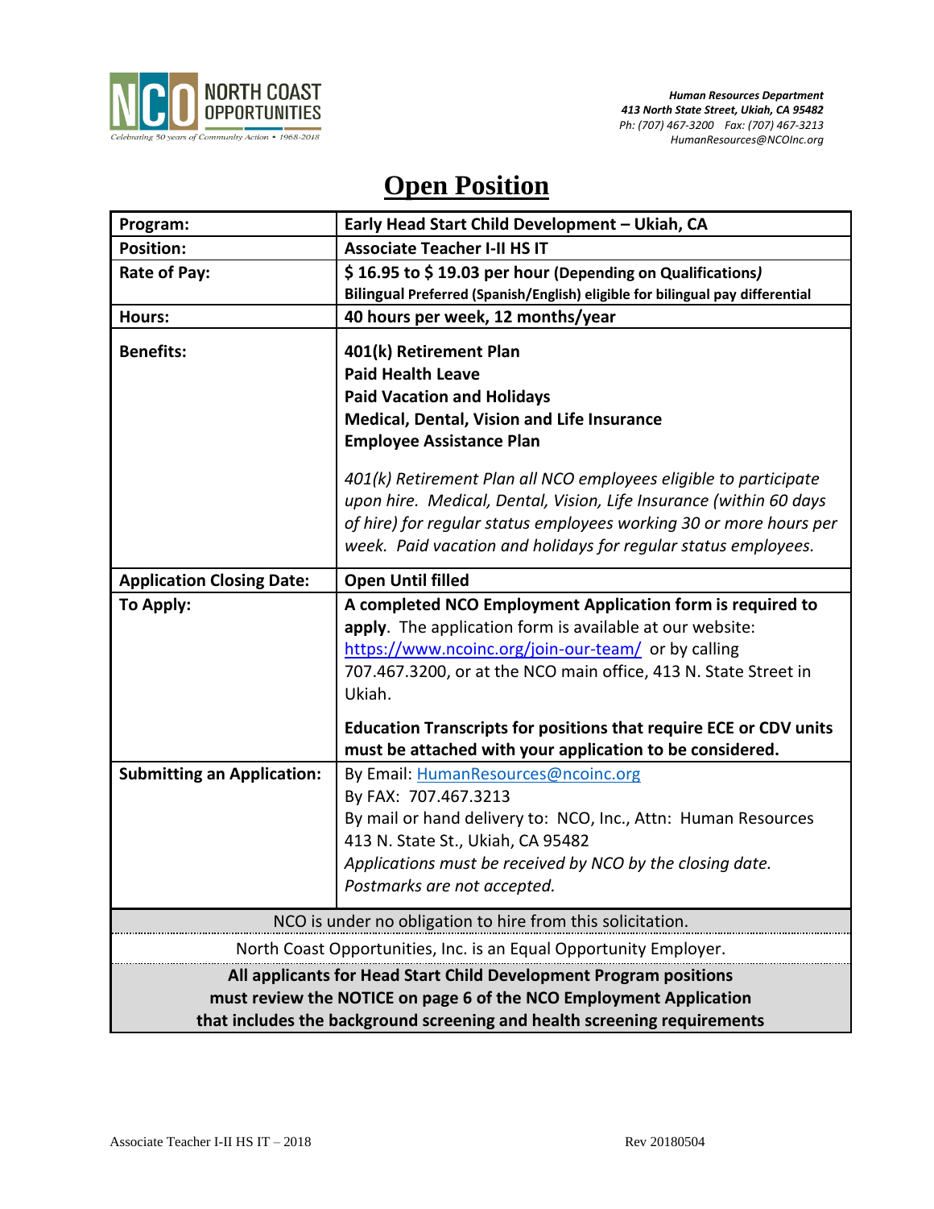NORTH COAST OPPORTUNITIES
Celebrating 50 years of Community Action • 1968-2018

***Human Resources Department***
***413 North State Street, Ukiah, CA 95482***
*Ph: (707) 467-3200 Fax: (707) 467-3213*
*HumanResources@NCOInc.org*

# Open Position

| **Program:** | **Early Head Start Child Development – Ukiah, CA** |
|---|---|
| **Position:** | **Associate Teacher I-II HS IT** |
| **Rate of Pay:** | **$ 16.95 to $ 19.03 per hour (Depending on Qualifications*)*** <br> **Bilingual Preferred (Spanish/English) eligible for bilingual pay differential** |
| **Hours:** | **40 hours per week, 12 months/year** |
| **Benefits:** | **401(k) Retirement Plan** <br> **Paid Health Leave** <br> **Paid Vacation and Holidays** <br> **Medical, Dental, Vision and Life Insurance** <br> **Employee Assistance Plan** <br><br> *401(k) Retirement Plan all NCO employees eligible to participate upon hire. Medical, Dental, Vision, Life Insurance (within 60 days of hire) for regular status employees working 30 or more hours per week. Paid vacation and holidays for regular status employees.* |
| **Application Closing Date:** | **Open Until filled** |
| **To Apply:** | **A completed NCO Employment Application form is required to apply**. The application form is available at our website: https://www.ncoinc.org/join-our-team/ or by calling 707.467.3200, or at the NCO main office, 413 N. State Street in Ukiah. <br><br> **Education Transcripts for positions that require ECE or CDV units must be attached with your application to be considered.** |
| **Submitting an Application:** | By Email: HumanResources@ncoinc.org <br> By FAX: 707.467.3213 <br> By mail or hand delivery to: NCO, Inc., Attn: Human Resources 413 N. State St., Ukiah, CA 95482 <br> *Applications must be received by NCO by the closing date.* <br> *Postmarks are not accepted.* |

NCO is under no obligation to hire from this solicitation.

North Coast Opportunities, Inc. is an Equal Opportunity Employer.

**All applicants for Head Start Child Development Program positions must review the NOTICE on page 6 of the NCO Employment Application that includes the background screening and health screening requirements**

Associate Teacher I-II HS IT – 2018 Rev 20180504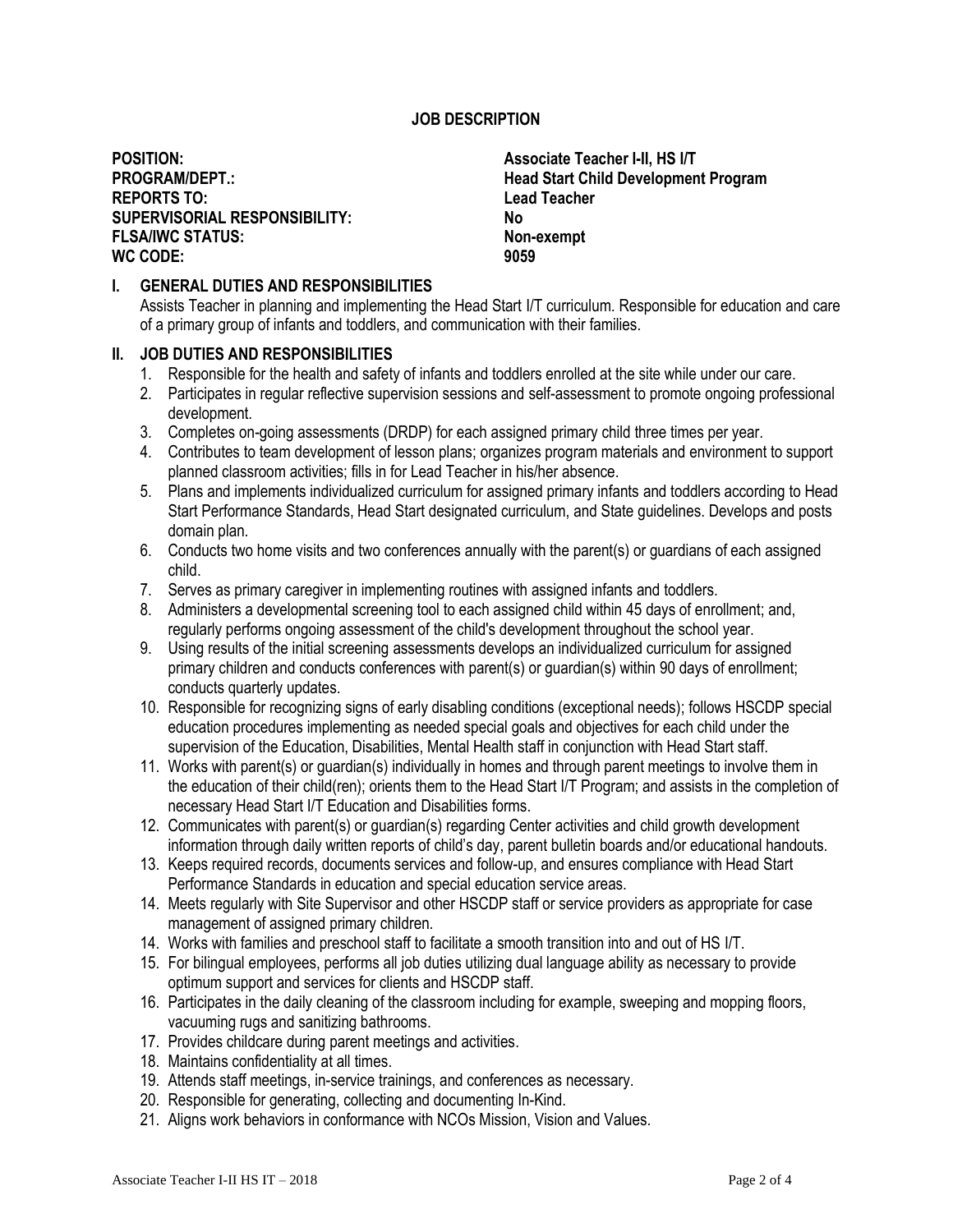## JOB DESCRIPTION

**POSITION:** **Associate Teacher I-II, HS I/T**
**PROGRAM/DEPT.:** **Head Start Child Development Program**
**REPORTS TO:** **Lead Teacher**
**SUPERVISORIAL RESPONSIBILITY:** **No**
**FLSA/IWC STATUS:** **Non-exempt**
**WC CODE:** **9059**

### I. GENERAL DUTIES AND RESPONSIBILITIES

Assists Teacher in planning and implementing the Head Start I/T curriculum. Responsible for education and care of a primary group of infants and toddlers, and communication with their families.

### II. JOB DUTIES AND RESPONSIBILITIES

1. Responsible for the health and safety of infants and toddlers enrolled at the site while under our care.
2. Participates in regular reflective supervision sessions and self-assessment to promote ongoing professional development.
3. Completes on-going assessments (DRDP) for each assigned primary child three times per year.
4. Contributes to team development of lesson plans; organizes program materials and environment to support planned classroom activities; fills in for Lead Teacher in his/her absence.
5. Plans and implements individualized curriculum for assigned primary infants and toddlers according to Head Start Performance Standards, Head Start designated curriculum, and State guidelines. Develops and posts domain plan.
6. Conducts two home visits and two conferences annually with the parent(s) or guardians of each assigned child.
7. Serves as primary caregiver in implementing routines with assigned infants and toddlers.
8. Administers a developmental screening tool to each assigned child within 45 days of enrollment; and, regularly performs ongoing assessment of the child's development throughout the school year.
9. Using results of the initial screening assessments develops an individualized curriculum for assigned primary children and conducts conferences with parent(s) or guardian(s) within 90 days of enrollment; conducts quarterly updates.
10. Responsible for recognizing signs of early disabling conditions (exceptional needs); follows HSCDP special education procedures implementing as needed special goals and objectives for each child under the supervision of the Education, Disabilities, Mental Health staff in conjunction with Head Start staff.
11. Works with parent(s) or guardian(s) individually in homes and through parent meetings to involve them in the education of their child(ren); orients them to the Head Start I/T Program; and assists in the completion of necessary Head Start I/T Education and Disabilities forms.
12. Communicates with parent(s) or guardian(s) regarding Center activities and child growth development information through daily written reports of child's day, parent bulletin boards and/or educational handouts.
13. Keeps required records, documents services and follow-up, and ensures compliance with Head Start Performance Standards in education and special education service areas.
14. Meets regularly with Site Supervisor and other HSCDP staff or service providers as appropriate for case management of assigned primary children.
14. Works with families and preschool staff to facilitate a smooth transition into and out of HS I/T.
15. For bilingual employees, performs all job duties utilizing dual language ability as necessary to provide optimum support and services for clients and HSCDP staff.
16. Participates in the daily cleaning of the classroom including for example, sweeping and mopping floors, vacuuming rugs and sanitizing bathrooms.
17. Provides childcare during parent meetings and activities.
18. Maintains confidentiality at all times.
19. Attends staff meetings, in-service trainings, and conferences as necessary.
20. Responsible for generating, collecting and documenting In-Kind.
21. Aligns work behaviors in conformance with NCOs Mission, Vision and Values.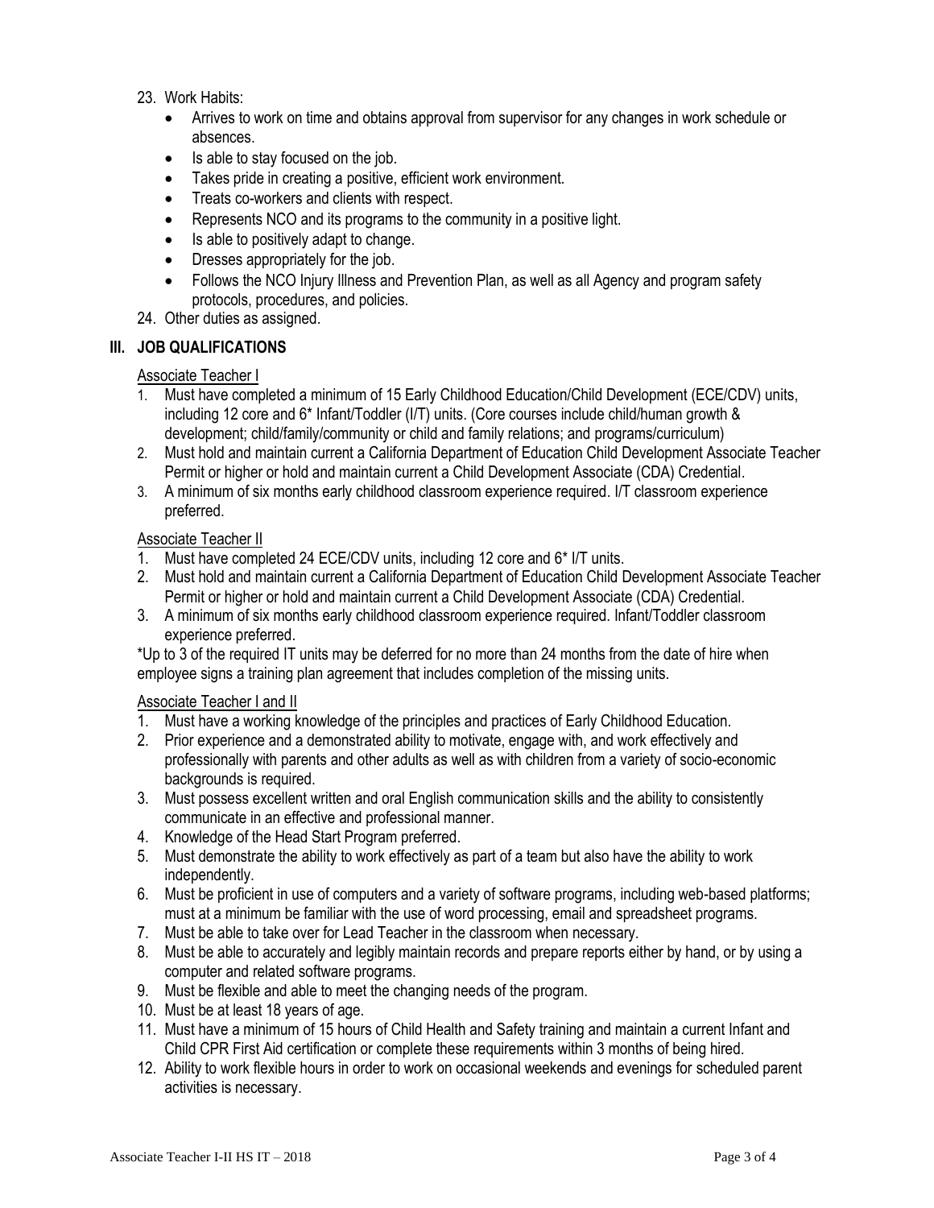23. Work Habits:
    - Arrives to work on time and obtains approval from supervisor for any changes in work schedule or absences.
    - Is able to stay focused on the job.
    - Takes pride in creating a positive, efficient work environment.
    - Treats co-workers and clients with respect.
    - Represents NCO and its programs to the community in a positive light.
    - Is able to positively adapt to change.
    - Dresses appropriately for the job.
    - Follows the NCO Injury Illness and Prevention Plan, as well as all Agency and program safety protocols, procedures, and policies.
24. Other duties as assigned.

## III. JOB QUALIFICATIONS

Associate Teacher I

1. Must have completed a minimum of 15 Early Childhood Education/Child Development (ECE/CDV) units, including 12 core and 6* Infant/Toddler (I/T) units. (Core courses include child/human growth & development; child/family/community or child and family relations; and programs/curriculum)
2. Must hold and maintain current a California Department of Education Child Development Associate Teacher Permit or higher or hold and maintain current a Child Development Associate (CDA) Credential.
3. A minimum of six months early childhood classroom experience required. I/T classroom experience preferred.

Associate Teacher II

1. Must have completed 24 ECE/CDV units, including 12 core and 6* I/T units.
2. Must hold and maintain current a California Department of Education Child Development Associate Teacher Permit or higher or hold and maintain current a Child Development Associate (CDA) Credential.
3. A minimum of six months early childhood classroom experience required. Infant/Toddler classroom experience preferred.

*Up to 3 of the required IT units may be deferred for no more than 24 months from the date of hire when employee signs a training plan agreement that includes completion of the missing units.

Associate Teacher I and II

1. Must have a working knowledge of the principles and practices of Early Childhood Education.
2. Prior experience and a demonstrated ability to motivate, engage with, and work effectively and professionally with parents and other adults as well as with children from a variety of socio-economic backgrounds is required.
3. Must possess excellent written and oral English communication skills and the ability to consistently communicate in an effective and professional manner.
4. Knowledge of the Head Start Program preferred.
5. Must demonstrate the ability to work effectively as part of a team but also have the ability to work independently.
6. Must be proficient in use of computers and a variety of software programs, including web-based platforms; must at a minimum be familiar with the use of word processing, email and spreadsheet programs.
7. Must be able to take over for Lead Teacher in the classroom when necessary.
8. Must be able to accurately and legibly maintain records and prepare reports either by hand, or by using a computer and related software programs.
9. Must be flexible and able to meet the changing needs of the program.
10. Must be at least 18 years of age.
11. Must have a minimum of 15 hours of Child Health and Safety training and maintain a current Infant and Child CPR First Aid certification or complete these requirements within 3 months of being hired.
12. Ability to work flexible hours in order to work on occasional weekends and evenings for scheduled parent activities is necessary.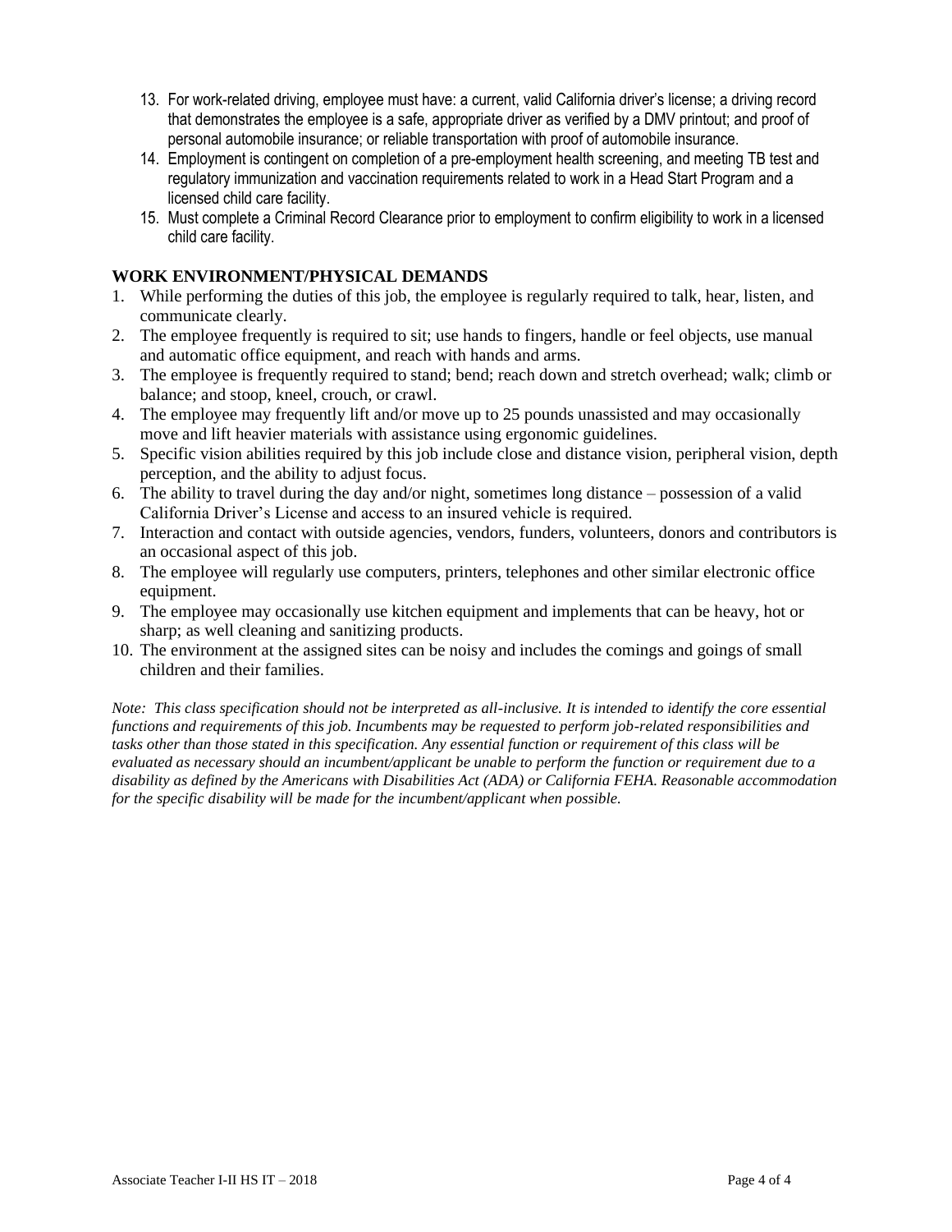13. For work-related driving, employee must have: a current, valid California driver's license; a driving record that demonstrates the employee is a safe, appropriate driver as verified by a DMV printout; and proof of personal automobile insurance; or reliable transportation with proof of automobile insurance.
14. Employment is contingent on completion of a pre-employment health screening, and meeting TB test and regulatory immunization and vaccination requirements related to work in a Head Start Program and a licensed child care facility.
15. Must complete a Criminal Record Clearance prior to employment to confirm eligibility to work in a licensed child care facility.

## WORK ENVIRONMENT/PHYSICAL DEMANDS

1. While performing the duties of this job, the employee is regularly required to talk, hear, listen, and communicate clearly.
2. The employee frequently is required to sit; use hands to fingers, handle or feel objects, use manual and automatic office equipment, and reach with hands and arms.
3. The employee is frequently required to stand; bend; reach down and stretch overhead; walk; climb or balance; and stoop, kneel, crouch, or crawl.
4. The employee may frequently lift and/or move up to 25 pounds unassisted and may occasionally move and lift heavier materials with assistance using ergonomic guidelines.
5. Specific vision abilities required by this job include close and distance vision, peripheral vision, depth perception, and the ability to adjust focus.
6. The ability to travel during the day and/or night, sometimes long distance – possession of a valid California Driver's License and access to an insured vehicle is required.
7. Interaction and contact with outside agencies, vendors, funders, volunteers, donors and contributors is an occasional aspect of this job.
8. The employee will regularly use computers, printers, telephones and other similar electronic office equipment.
9. The employee may occasionally use kitchen equipment and implements that can be heavy, hot or sharp; as well cleaning and sanitizing products.
10. The environment at the assigned sites can be noisy and includes the comings and goings of small children and their families.

*Note: This class specification should not be interpreted as all-inclusive. It is intended to identify the core essential functions and requirements of this job. Incumbents may be requested to perform job-related responsibilities and tasks other than those stated in this specification. Any essential function or requirement of this class will be evaluated as necessary should an incumbent/applicant be unable to perform the function or requirement due to a disability as defined by the Americans with Disabilities Act (ADA) or California FEHA. Reasonable accommodation for the specific disability will be made for the incumbent/applicant when possible.*